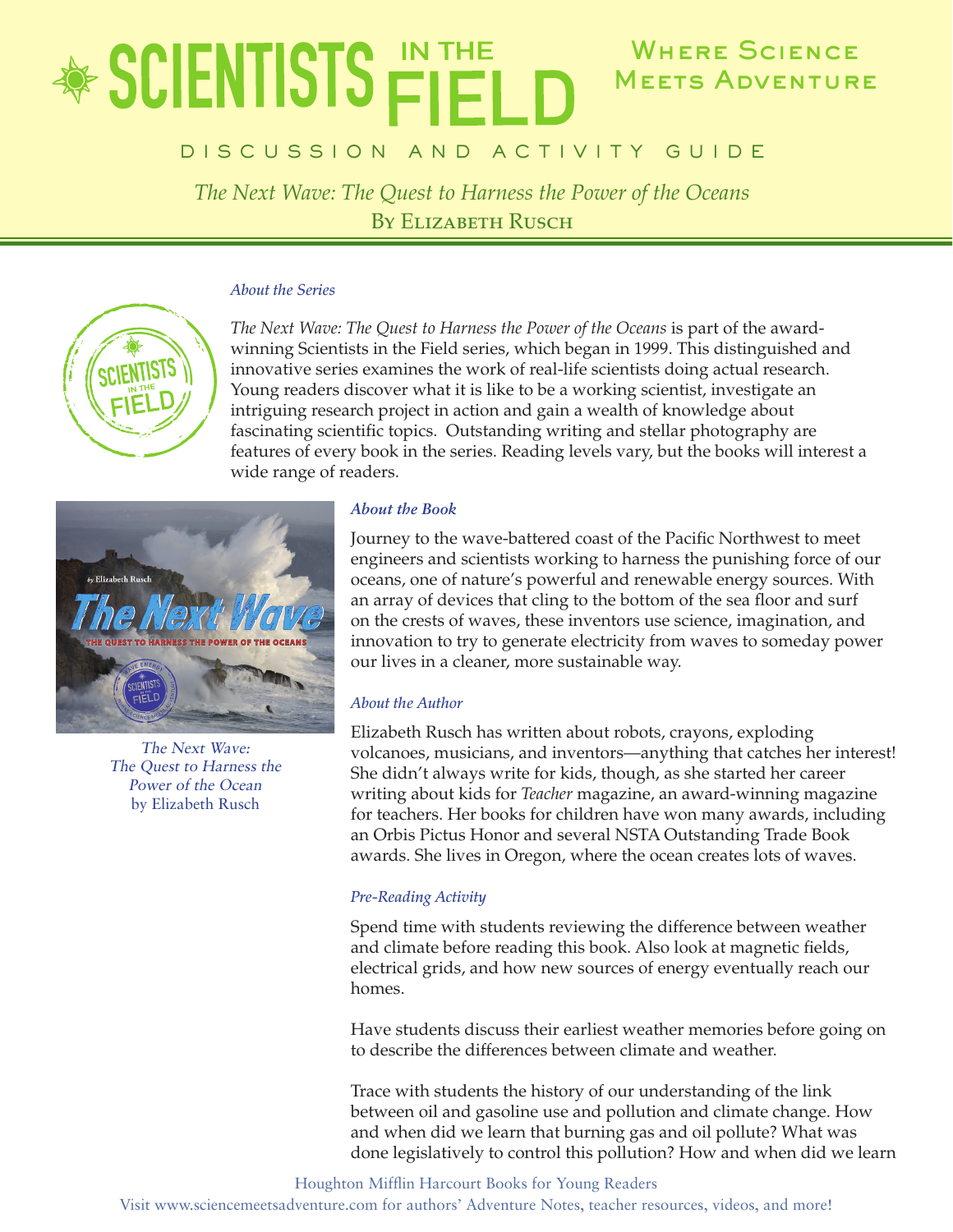# SCIENTISTS IN THE FIELD

Where Science Meets Adventure

DISCUSSION AND ACTIVITY GUIDE

*The Next Wave: The Quest to Harness the Power of the Oceans*
By Elizabeth Rusch

### *About the Series*

*The Next Wave: The Quest to Harness the Power of the Oceans* is part of the award-winning Scientists in the Field series, which began in 1999. This distinguished and innovative series examines the work of real-life scientists doing actual research. Young readers discover what it is like to be a working scientist, investigate an intriguing research project in action and gain a wealth of knowledge about fascinating scientific topics. Outstanding writing and stellar photography are features of every book in the series. Reading levels vary, but the books will interest a wide range of readers.

*The Next Wave: The Quest to Harness the Power of the Ocean* by Elizabeth Rusch

### *About the Book*

Journey to the wave-battered coast of the Pacific Northwest to meet engineers and scientists working to harness the punishing force of our oceans, one of nature's powerful and renewable energy sources. With an array of devices that cling to the bottom of the sea floor and surf on the crests of waves, these inventors use science, imagination, and innovation to try to generate electricity from waves to someday power our lives in a cleaner, more sustainable way.

### *About the Author*

Elizabeth Rusch has written about robots, crayons, exploding volcanoes, musicians, and inventors—anything that catches her interest! She didn't always write for kids, though, as she started her career writing about kids for *Teacher* magazine, an award-winning magazine for teachers. Her books for children have won many awards, including an Orbis Pictus Honor and several NSTA Outstanding Trade Book awards. She lives in Oregon, where the ocean creates lots of waves.

### *Pre-Reading Activity*

Spend time with students reviewing the difference between weather and climate before reading this book. Also look at magnetic fields, electrical grids, and how new sources of energy eventually reach our homes.

Have students discuss their earliest weather memories before going on to describe the differences between climate and weather.

Trace with students the history of our understanding of the link between oil and gasoline use and pollution and climate change. How and when did we learn that burning gas and oil pollute? What was done legislatively to control this pollution? How and when did we learn

Houghton Mifflin Harcourt Books for Young Readers
Visit www.sciencemeetsadventure.com for authors' Adventure Notes, teacher resources, videos, and more!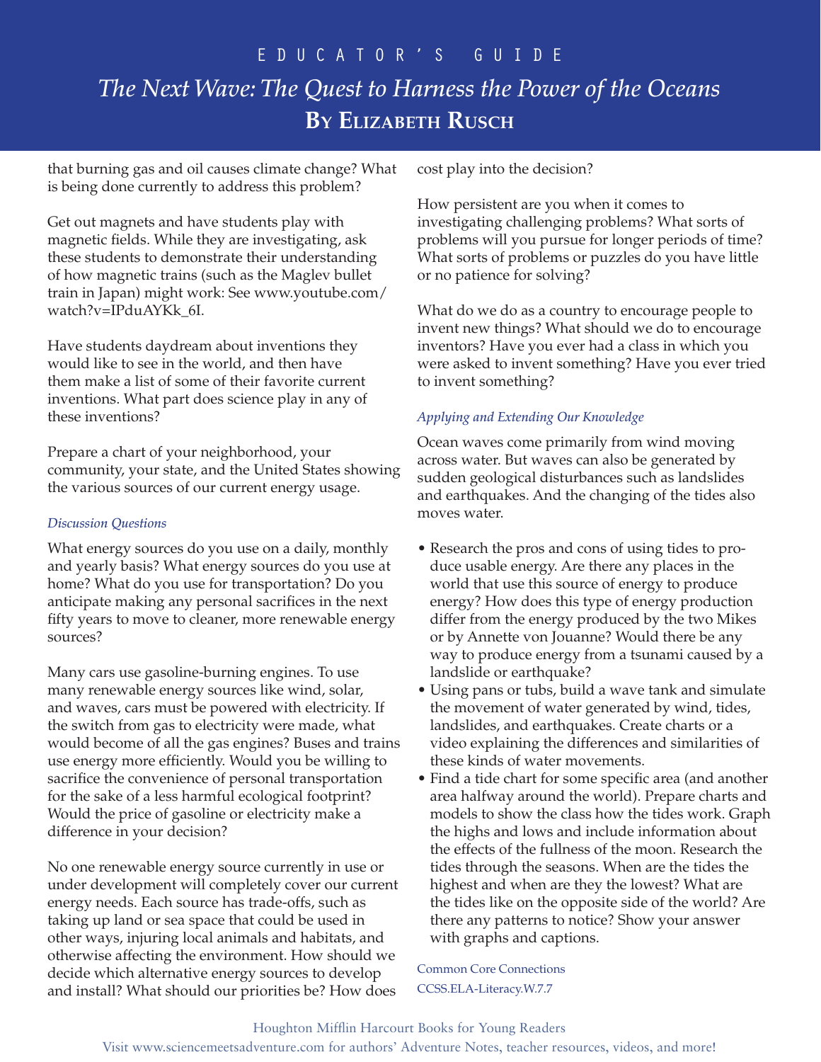that burning gas and oil causes climate change? What is being done currently to address this problem?

Get out magnets and have students play with magnetic fields. While they are investigating, ask these students to demonstrate their understanding of how magnetic trains (such as the Maglev bullet train in Japan) might work: See www.youtube.com/watch?v=IPduAYKk_6I.

Have students daydream about inventions they would like to see in the world, and then have them make a list of some of their favorite current inventions. What part does science play in any of these inventions?

Prepare a chart of your neighborhood, your community, your state, and the United States showing the various sources of our current energy usage.

*Discussion Questions*

What energy sources do you use on a daily, monthly and yearly basis? What energy sources do you use at home? What do you use for transportation? Do you anticipate making any personal sacrifices in the next fifty years to move to cleaner, more renewable energy sources?

Many cars use gasoline-burning engines. To use many renewable energy sources like wind, solar, and waves, cars must be powered with electricity. If the switch from gas to electricity were made, what would become of all the gas engines? Buses and trains use energy more efficiently. Would you be willing to sacrifice the convenience of personal transportation for the sake of a less harmful ecological footprint? Would the price of gasoline or electricity make a difference in your decision?

No one renewable energy source currently in use or under development will completely cover our current energy needs. Each source has trade-offs, such as taking up land or sea space that could be used in other ways, injuring local animals and habitats, and otherwise affecting the environment. How should we decide which alternative energy sources to develop and install? What should our priorities be? How does cost play into the decision?

How persistent are you when it comes to investigating challenging problems? What sorts of problems will you pursue for longer periods of time? What sorts of problems or puzzles do you have little or no patience for solving?

What do we do as a country to encourage people to invent new things? What should we do to encourage inventors? Have you ever had a class in which you were asked to invent something? Have you ever tried to invent something?

*Applying and Extending Our Knowledge*

Ocean waves come primarily from wind moving across water. But waves can also be generated by sudden geological disturbances such as landslides and earthquakes. And the changing of the tides also moves water.

- Research the pros and cons of using tides to produce usable energy. Are there any places in the world that use this source of energy to produce energy? How does this type of energy production differ from the energy produced by the two Mikes or by Annette von Jouanne? Would there be any way to produce energy from a tsunami caused by a landslide or earthquake?
- Using pans or tubs, build a wave tank and simulate the movement of water generated by wind, tides, landslides, and earthquakes. Create charts or a video explaining the differences and similarities of these kinds of water movements.
- Find a tide chart for some specific area (and another area halfway around the world). Prepare charts and models to show the class how the tides work. Graph the highs and lows and include information about the effects of the fullness of the moon. Research the tides through the seasons. When are the tides the highest and when are they the lowest? What are the tides like on the opposite side of the world? Are there any patterns to notice? Show your answer with graphs and captions.

Common Core Connections
CCSS.ELA-Literacy.W.7.7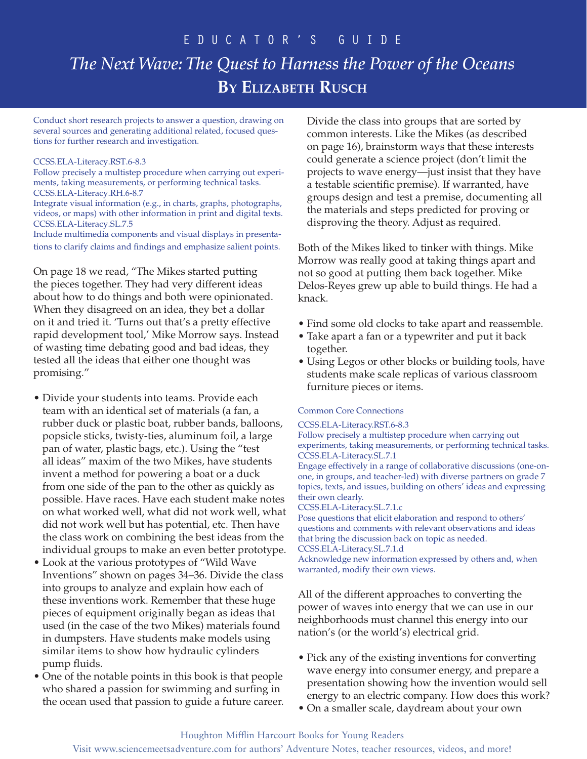# EDUCATOR'S GUIDE

## *The Next Wave: The Quest to Harness the Power of the Oceans*

## By Elizabeth Rusch

Conduct short research projects to answer a question, drawing on several sources and generating additional related, focused questions for further research and investigation.

CCSS.ELA-Literacy.RST.6-8.3
Follow precisely a multistep procedure when carrying out experiments, taking measurements, or performing technical tasks.
CCSS.ELA-Literacy.RH.6-8.7
Integrate visual information (e.g., in charts, graphs, photographs, videos, or maps) with other information in print and digital texts.
CCSS.ELA-Literacy.SL.7.5
Include multimedia components and visual displays in presentations to clarify claims and findings and emphasize salient points.

On page 18 we read, "The Mikes started putting the pieces together. They had very different ideas about how to do things and both were opinionated. When they disagreed on an idea, they bet a dollar on it and tried it. 'Turns out that's a pretty effective rapid development tool,' Mike Morrow says. Instead of wasting time debating good and bad ideas, they tested all the ideas that either one thought was promising."

- Divide your students into teams. Provide each team with an identical set of materials (a fan, a rubber duck or plastic boat, rubber bands, balloons, popsicle sticks, twisty-ties, aluminum foil, a large pan of water, plastic bags, etc.). Using the "test all ideas" maxim of the two Mikes, have students invent a method for powering a boat or a duck from one side of the pan to the other as quickly as possible. Have races. Have each student make notes on what worked well, what did not work well, what did not work well but has potential, etc. Then have the class work on combining the best ideas from the individual groups to make an even better prototype.
- Look at the various prototypes of "Wild Wave Inventions" shown on pages 34–36. Divide the class into groups to analyze and explain how each of these inventions work. Remember that these huge pieces of equipment originally began as ideas that used (in the case of the two Mikes) materials found in dumpsters. Have students make models using similar items to show how hydraulic cylinders pump fluids.
- One of the notable points in this book is that people who shared a passion for swimming and surfing in the ocean used that passion to guide a future career. Divide the class into groups that are sorted by common interests. Like the Mikes (as described on page 16), brainstorm ways that these interests could generate a science project (don't limit the projects to wave energy—just insist that they have a testable scientific premise). If warranted, have groups design and test a premise, documenting all the materials and steps predicted for proving or disproving the theory. Adjust as required.

Both of the Mikes liked to tinker with things. Mike Morrow was really good at taking things apart and not so good at putting them back together. Mike Delos-Reyes grew up able to build things. He had a knack.

- Find some old clocks to take apart and reassemble.
- Take apart a fan or a typewriter and put it back together.
- Using Legos or other blocks or building tools, have students make scale replicas of various classroom furniture pieces or items.

Common Core Connections

CCSS.ELA-Literacy.RST.6-8.3
Follow precisely a multistep procedure when carrying out experiments, taking measurements, or performing technical tasks.
CCSS.ELA-Literacy.SL.7.1
Engage effectively in a range of collaborative discussions (one-on-one, in groups, and teacher-led) with diverse partners on grade 7 topics, texts, and issues, building on others' ideas and expressing their own clearly.
CCSS.ELA-Literacy.SL.7.1.c
Pose questions that elicit elaboration and respond to others' questions and comments with relevant observations and ideas that bring the discussion back on topic as needed.
CCSS.ELA-Literacy.SL.7.1.d
Acknowledge new information expressed by others and, when warranted, modify their own views.

All of the different approaches to converting the power of waves into energy that we can use in our neighborhoods must channel this energy into our nation's (or the world's) electrical grid.

- Pick any of the existing inventions for converting wave energy into consumer energy, and prepare a presentation showing how the invention would sell energy to an electric company. How does this work?
- On a smaller scale, daydream about your own

Houghton Mifflin Harcourt Books for Young Readers
Visit www.sciencemeetsadventure.com for authors' Adventure Notes, teacher resources, videos, and more!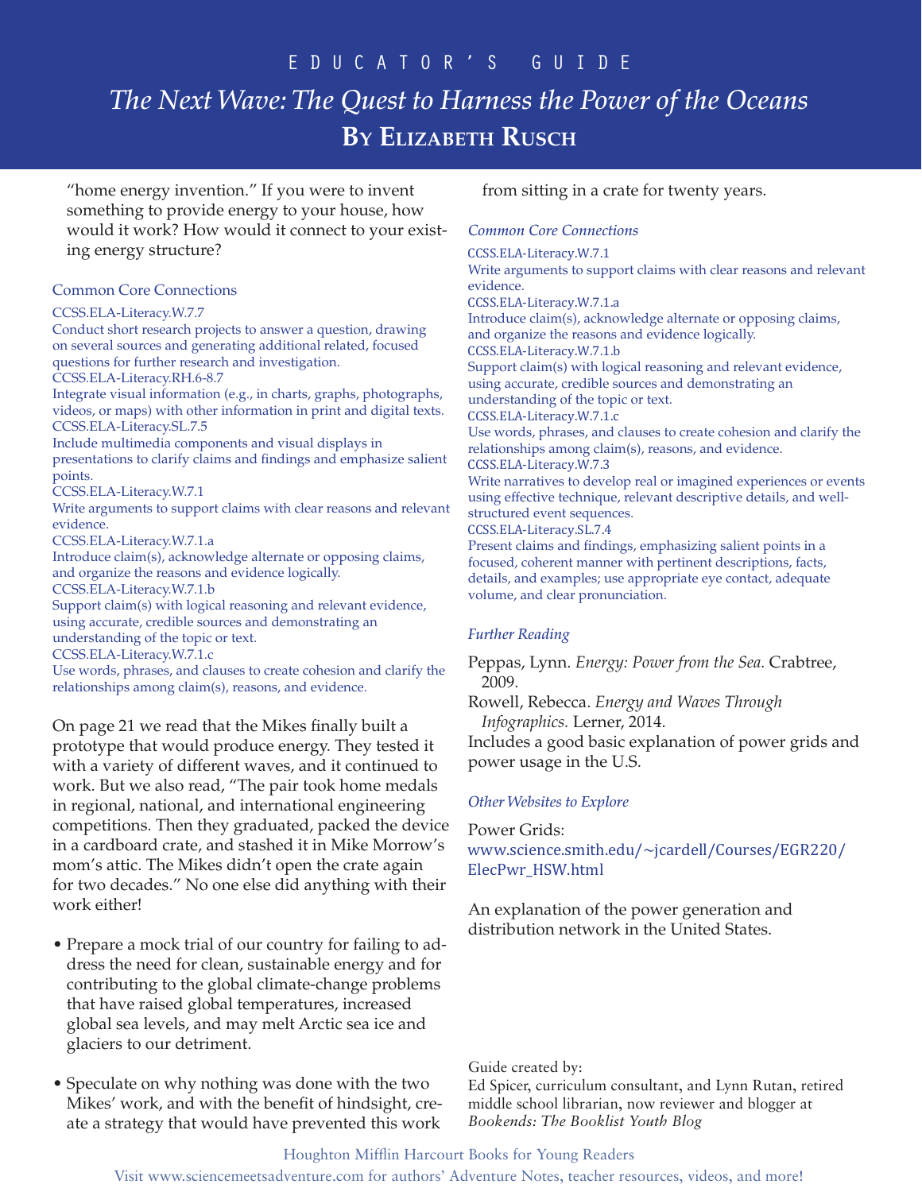"home energy invention." If you were to invent something to provide energy to your house, how would it work? How would it connect to your existing energy structure?

### Common Core Connections

CCSS.ELA-Literacy.W.7.7
Conduct short research projects to answer a question, drawing on several sources and generating additional related, focused questions for further research and investigation.
CCSS.ELA-Literacy.RH.6-8.7
Integrate visual information (e.g., in charts, graphs, photographs, videos, or maps) with other information in print and digital texts.
CCSS.ELA-Literacy.SL.7.5
Include multimedia components and visual displays in presentations to clarify claims and findings and emphasize salient points.
CCSS.ELA-Literacy.W.7.1
Write arguments to support claims with clear reasons and relevant evidence.
CCSS.ELA-Literacy.W.7.1.a
Introduce claim(s), acknowledge alternate or opposing claims, and organize the reasons and evidence logically.
CCSS.ELA-Literacy.W.7.1.b
Support claim(s) with logical reasoning and relevant evidence, using accurate, credible sources and demonstrating an understanding of the topic or text.
CCSS.ELA-Literacy.W.7.1.c
Use words, phrases, and clauses to create cohesion and clarify the relationships among claim(s), reasons, and evidence.

On page 21 we read that the Mikes finally built a prototype that would produce energy. They tested it with a variety of different waves, and it continued to work. But we also read, "The pair took home medals in regional, national, and international engineering competitions. Then they graduated, packed the device in a cardboard crate, and stashed it in Mike Morrow's mom's attic. The Mikes didn't open the crate again for two decades." No one else did anything with their work either!

- Prepare a mock trial of our country for failing to address the need for clean, sustainable energy and for contributing to the global climate-change problems that have raised global temperatures, increased global sea levels, and may melt Arctic sea ice and glaciers to our detriment.

- Speculate on why nothing was done with the two Mikes' work, and with the benefit of hindsight, create a strategy that would have prevented this work from sitting in a crate for twenty years.

### *Common Core Connections*

CCSS.ELA-Literacy.W.7.1
Write arguments to support claims with clear reasons and relevant evidence.
CCSS.ELA-Literacy.W.7.1.a
Introduce claim(s), acknowledge alternate or opposing claims, and organize the reasons and evidence logically.
CCSS.ELA-Literacy.W.7.1.b
Support claim(s) with logical reasoning and relevant evidence, using accurate, credible sources and demonstrating an understanding of the topic or text.
CCSS.ELA-Literacy.W.7.1.c
Use words, phrases, and clauses to create cohesion and clarify the relationships among claim(s), reasons, and evidence.
CCSS.ELA-Literacy.W.7.3
Write narratives to develop real or imagined experiences or events using effective technique, relevant descriptive details, and well-structured event sequences.
CCSS.ELA-Literacy.SL.7.4
Present claims and findings, emphasizing salient points in a focused, coherent manner with pertinent descriptions, facts, details, and examples; use appropriate eye contact, adequate volume, and clear pronunciation.

### *Further Reading*

Peppas, Lynn. *Energy: Power from the Sea.* Crabtree, 2009.

Rowell, Rebecca. *Energy and Waves Through Infographics.* Lerner, 2014.
Includes a good basic explanation of power grids and power usage in the U.S.

### *Other Websites to Explore*

Power Grids:
www.science.smith.edu/~jcardell/Courses/EGR220/ElecPwr_HSW.html

An explanation of the power generation and distribution network in the United States.

Guide created by:
Ed Spicer, curriculum consultant, and Lynn Rutan, retired middle school librarian, now reviewer and blogger at *Bookends: The Booklist Youth Blog*

Houghton Mifflin Harcourt Books for Young Readers
Visit www.sciencemeetsadventure.com for authors' Adventure Notes, teacher resources, videos, and more!